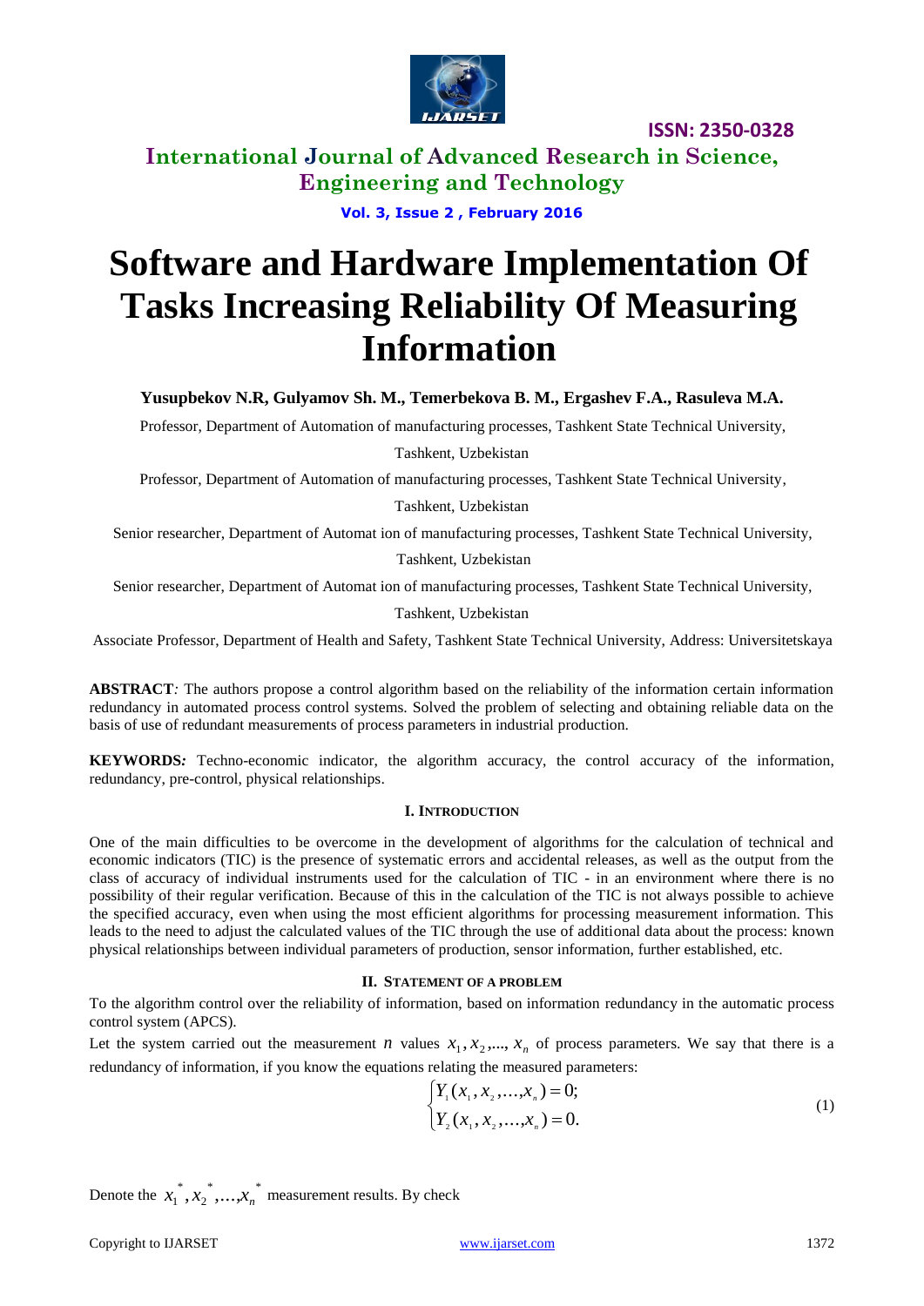ISSN: 2350-0328

# International Journal of Advanced Research in Science, Engineering and Technology

**Vol. 3, Issue 2 , February 2016**

# Software and Hardware Implementation Of Tasks Increasing Reliability Of Measuring Information

**Yusupbekov N.R, Gulyamov Sh. M., Temerbekova B. M., Ergashev F.A., Rasuleva M.A.**

Professor, Department of Automation of manufacturing processes, Tashkent State Technical University, Tashkent, Uzbekistan

Professor, Department of Automation of manufacturing processes, Tashkent State Technical University, Tashkent, Uzbekistan

Senior researcher, Department of Automat ion of manufacturing processes, Tashkent State Technical University, Tashkent, Uzbekistan

Senior researcher, Department of Automat ion of manufacturing processes, Tashkent State Technical University, Tashkent, Uzbekistan

Associate Professor, Department of Health and Safety, Tashkent State Technical University, Address: Universitetskaya

**ABSTRACT***:* The authors propose a control algorithm based on the reliability of the information certain information redundancy in automated process control systems. Solved the problem of selecting and obtaining reliable data on the basis of use of redundant measurements of process parameters in industrial production.

**KEYWORDS***:* Techno-economic indicator, the algorithm accuracy, the control accuracy of the information, redundancy, pre-control, physical relationships.

## I. INTRODUCTION

One of the main difficulties to be overcome in the development of algorithms for the calculation of technical and economic indicators (TIC) is the presence of systematic errors and accidental releases, as well as the output from the class of accuracy of individual instruments used for the calculation of TIC - in an environment where there is no possibility of their regular verification. Because of this in the calculation of the TIC is not always possible to achieve the specified accuracy, even when using the most efficient algorithms for processing measurement information. This leads to the need to adjust the calculated values of the TIC through the use of additional data about the process: known physical relationships between individual parameters of production, sensor information, further established, etc.

## II. STATEMENT OF A PROBLEM

To the algorithm control over the reliability of information, based on information redundancy in the automatic process control system (APCS).

Let the system carried out the measurement $n$ values $x_1, x_2, ..., x_n$ of process parameters. We say that there is a redundancy of information, if you know the equations relating the measured parameters:

$$\begin{cases} Y_1(x_1, x_2, \ldots, x_n) = 0; \\ Y_2(x_1, x_2, \ldots, x_n) = 0. \end{cases} \tag{1}$$

Denote the $x_1^*, x_2^*, \ldots, x_n^*$ measurement results. By check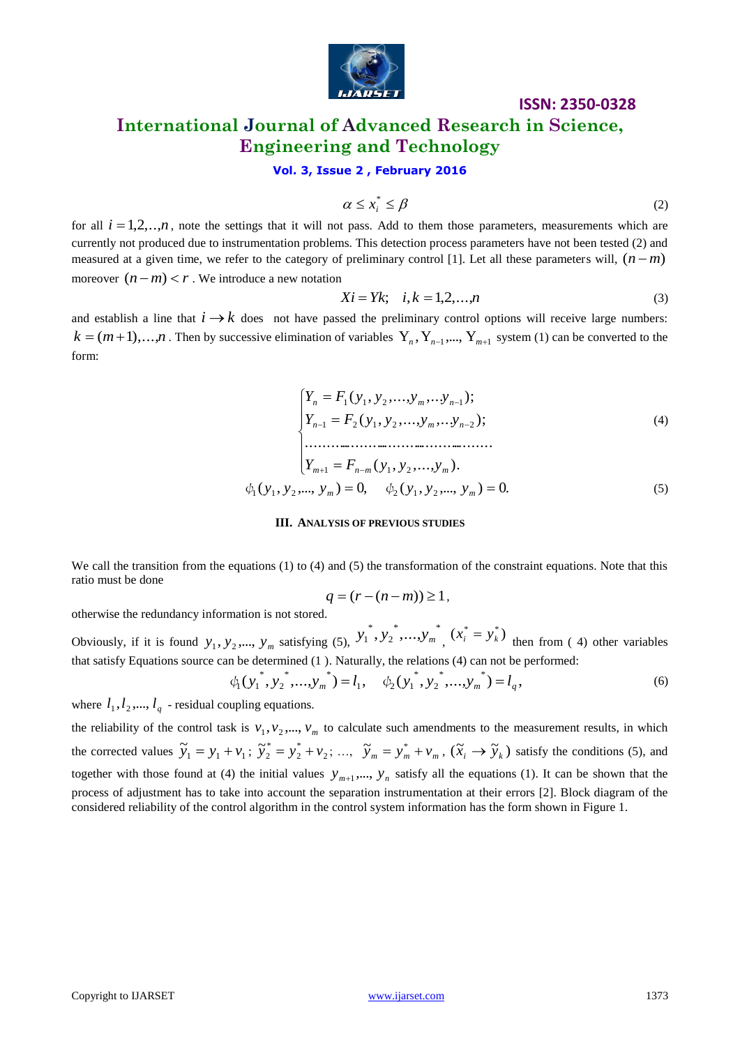$$\alpha \le x_i^* \le \beta \tag{2}$$

for all $i = 1,2,..,n$, note the settings that it will not pass. Add to them those parameters, measurements which are currently not produced due to instrumentation problems. This detection process parameters have not been tested (2) and measured at a given time, we refer to the category of preliminary control [1]. Let all these parameters will, $(n-m)$ moreover $(n-m) < r$ . We introduce a new notation

$$Xi = Yk; \quad i,k = 1,2,\ldots,n \tag{3}$$

and establish a line that $i \to k$ does not have passed the preliminary control options will receive large numbers: $k = (m+1),\ldots,n$ . Then by successive elimination of variables $\mathrm{Y}_n, \mathrm{Y}_{n-1},..., \mathrm{Y}_{m+1}$ system (1) can be converted to the form:

$$\begin{cases} Y_n = F_1(y_1, y_2,\ldots,y_m,\ldots y_{n-1}); \\ Y_{n-1} = F_2(y_1, y_2,\ldots,y_m,\ldots y_{n-2}); \\ \ldots\ldots\ldots\ldots\ldots\ldots\ldots\ldots\ldots\ldots\ldots\ldots \\ Y_{m+1} = F_{n-m}(y_1, y_2,\ldots,y_m). \end{cases} \tag{4}$$

$$\phi_1(y_1, y_2,..., y_m) = 0, \quad \phi_2(y_1, y_2,..., y_m) = 0. \tag{5}$$

### III. ANALYSIS OF PREVIOUS STUDIES

We call the transition from the equations (1) to (4) and (5) the transformation of the constraint equations. Note that this ratio must be done

$$q = (r - (n-m)) \ge 1,$$

otherwise the redundancy information is not stored.

Obviously, if it is found $y_1, y_2,..., y_m$ satisfying (5), $y_1^*, y_2^*,...,y_m^*$ , $(x_i^* = y_k^*)$ then from ( 4) other variables that satisfy Equations source can be determined (1 ). Naturally, the relations (4) can not be performed:

$$\phi_1(y_1^*, y_2^*,...,y_m^*) = l_1, \quad \phi_2(y_1^*, y_2^*,...,y_m^*) = l_q, \tag{6}$$

where $l_1, l_2,..., l_q$ - residual coupling equations.

the reliability of the control task is $v_1, v_2,..., v_m$ to calculate such amendments to the measurement results, in which the corrected values $\tilde{y}_1 = y_1 + v_1$; $\tilde{y}_2^* = y_2^* + v_2$; …, $\tilde{y}_m = y_m^* + v_m$, $(\tilde{x}_i \to \tilde{y}_k)$ satisfy the conditions (5), and together with those found at (4) the initial values $y_{m+1},..., y_n$ satisfy all the equations (1). It can be shown that the process of adjustment has to take into account the separation instrumentation at their errors [2]. Block diagram of the considered reliability of the control algorithm in the control system information has the form shown in Figure 1.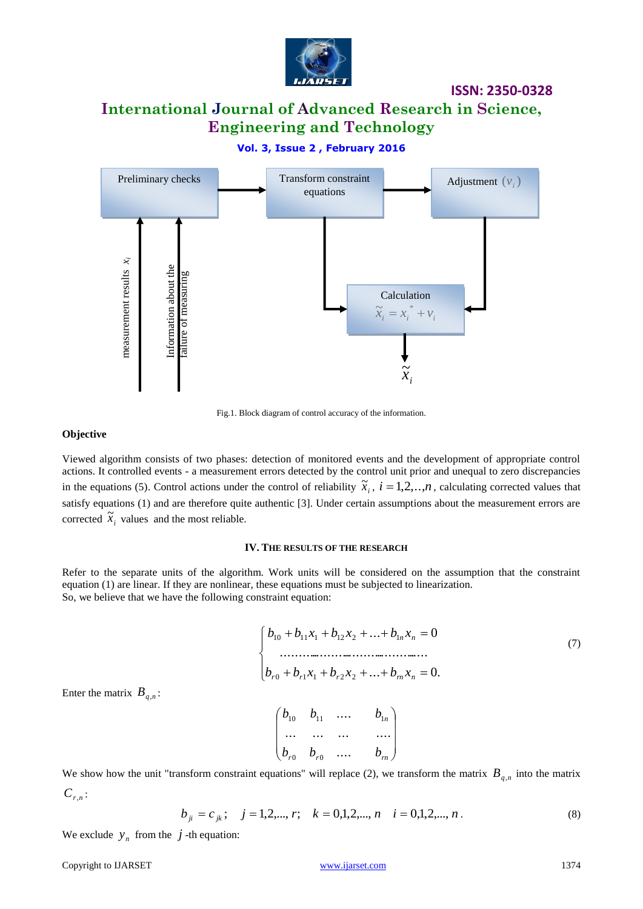Fig.1. Block diagram of control accuracy of the information.

**Objective**

Viewed algorithm consists of two phases: detection of monitored events and the development of appropriate control actions. It controlled events - a measurement errors detected by the control unit prior and unequal to zero discrepancies in the equations (5). Control actions under the control of reliability $\tilde{x}_i$, $i = 1,2,..,n$, calculating corrected values that satisfy equations (1) and are therefore quite authentic [3]. Under certain assumptions about the measurement errors are corrected $\tilde{x}_i$ values and the most reliable.

## IV. THE RESULTS OF THE RESEARCH

Refer to the separate units of the algorithm. Work units will be considered on the assumption that the constraint equation (1) are linear. If they are nonlinear, these equations must be subjected to linearization.
So, we believe that we have the following constraint equation:

$$\begin{cases} b_{10} + b_{11}x_1 + b_{12}x_2 + \ldots + b_{1n}x_n = 0 \\ \ldots\ldots\ldots\ldots\ldots\ldots\ldots\ldots\ldots\ldots\ldots \\ b_{r0} + b_{r1}x_1 + b_{r2}x_2 + \ldots + b_{rn}x_n = 0. \end{cases} \tag{7}$$

Enter the matrix $B_{q,n}$:

$$\begin{pmatrix} b_{10} & b_{11} & \ldots & b_{1n} \\ \ldots & \ldots & \ldots & \ldots \\ b_{r0} & b_{r0} & \ldots & b_{rn} \end{pmatrix}$$

We show how the unit "transform constraint equations" will replace (2), we transform the matrix $B_{q,n}$ into the matrix $C_{r,n}$:

$$b_{ji} = c_{jk}; \quad j = 1,2,..., r; \quad k = 0,1,2,..., n \quad i = 0,1,2,..., n. \tag{8}$$

We exclude $y_n$ from the $j$-th equation: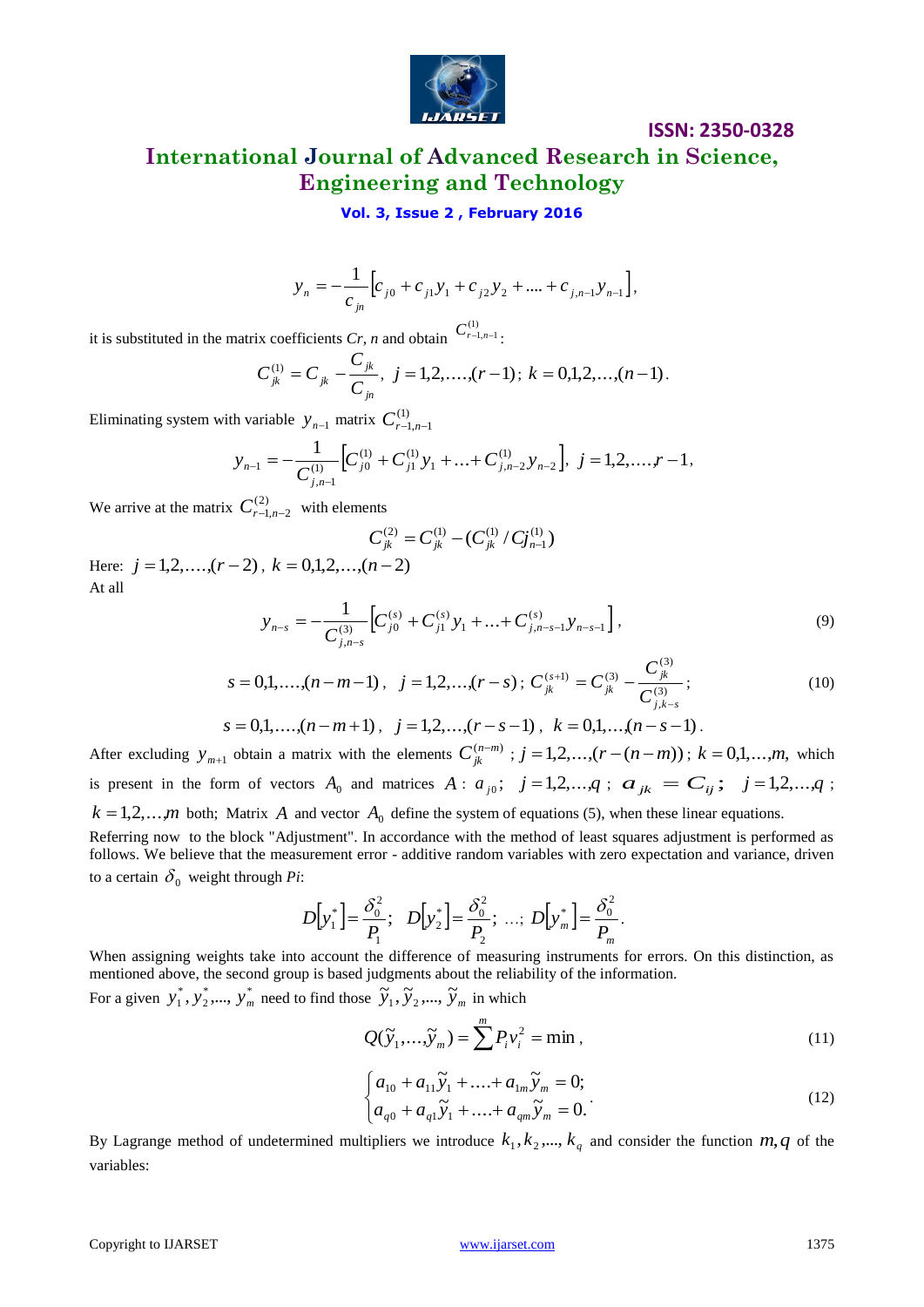$$y_n = -\frac{1}{c_{jn}}\left[c_{j0} + c_{j1}y_1 + c_{j2}y_2 + .... + c_{j,n-1}y_{n-1}\right],$$

it is substituted in the matrix coefficients *Cr, n* and obtain $C^{(1)}_{r-1,n-1}$:

$$C^{(1)}_{jk} = C_{jk} - \frac{C_{jk}}{C_{jn}},\ j = 1,2,....,(r-1);\ k = 0,1,2,...,(n-1).$$

Eliminating system with variable $y_{n-1}$ matrix $C^{(1)}_{r-1,n-1}$

$$y_{n-1} = -\frac{1}{C^{(1)}_{j,n-1}}\left[C^{(1)}_{j0} + C^{(1)}_{j1}y_1 + ... + C^{(1)}_{j,n-2}y_{n-2}\right],\ j = 1,2,....,r-1,$$

We arrive at the matrix $C^{(2)}_{r-1,n-2}$ with elements

$$C^{(2)}_{jk} = C^{(1)}_{jk} - (C^{(1)}_{jk} / Cj^{(1)}_{n-1})$$

Here: $j = 1,2,....,(r-2)$, $k = 0,1,2,...,(n-2)$

At all

$$y_{n-s} = -\frac{1}{C^{(3)}_{j,n-s}}\left[C^{(s)}_{j0} + C^{(s)}_{j1}y_1 + ... + C^{(s)}_{j,n-s-1}y_{n-s-1}\right], \tag{9}$$

$$s = 0,1,....,(n-m-1),\ \ j = 1,2,...,(r-s);\ C^{(s+1)}_{jk} = C^{(3)}_{jk} - \frac{C^{(3)}_{jk}}{C^{(3)}_{j,k-s}}; \tag{10}$$

$$s = 0,1,....,(n-m+1),\ \ j = 1,2,...,(r-s-1),\ \ k = 0,1,...,(n-s-1).$$

After excluding $y_{m+1}$ obtain a matrix with the elements $C^{(n-m)}_{jk}$; $j = 1,2,...,(r-(n-m))$; $k = 0,1,...,m$, which is present in the form of vectors $A_0$ and matrices $A$ : $a_{j0}$; $j = 1,2,...,q$; $a_{jk} = C_{ij}$; $j = 1,2,...,q$; $k = 1,2,...,m$ both; Matrix $A$ and vector $A_0$ define the system of equations (5), when these linear equations.

Referring now to the block "Adjustment". In accordance with the method of least squares adjustment is performed as follows. We believe that the measurement error - additive random variables with zero expectation and variance, driven to a certain $\delta_0$ weight through *Pi*:

$$D\left[y^*_1\right] = \frac{\delta^2_0}{P_1};\ \ D\left[y^*_2\right] = \frac{\delta^2_0}{P_2};\ ...;\ D\left[y^*_m\right] = \frac{\delta^2_0}{P_m}.$$

When assigning weights take into account the difference of measuring instruments for errors. On this distinction, as mentioned above, the second group is based judgments about the reliability of the information.

For a given $y^*_1, y^*_2,..., y^*_m$ need to find those $\tilde{y}_1, \tilde{y}_2,..., \tilde{y}_m$ in which

$$Q(\tilde{y}_1,...,\tilde{y}_m) = \sum^m P_i v^2_i = \min, \tag{11}$$

$$\begin{cases} a_{10} + a_{11}\tilde{y}_1 + .... + a_{1m}\tilde{y}_m = 0; \\ a_{q0} + a_{q1}\tilde{y}_1 + .... + a_{qm}\tilde{y}_m = 0. \end{cases} \tag{12}$$

By Lagrange method of undetermined multipliers we introduce $k_1, k_2,..., k_q$ and consider the function $m, q$ of the variables: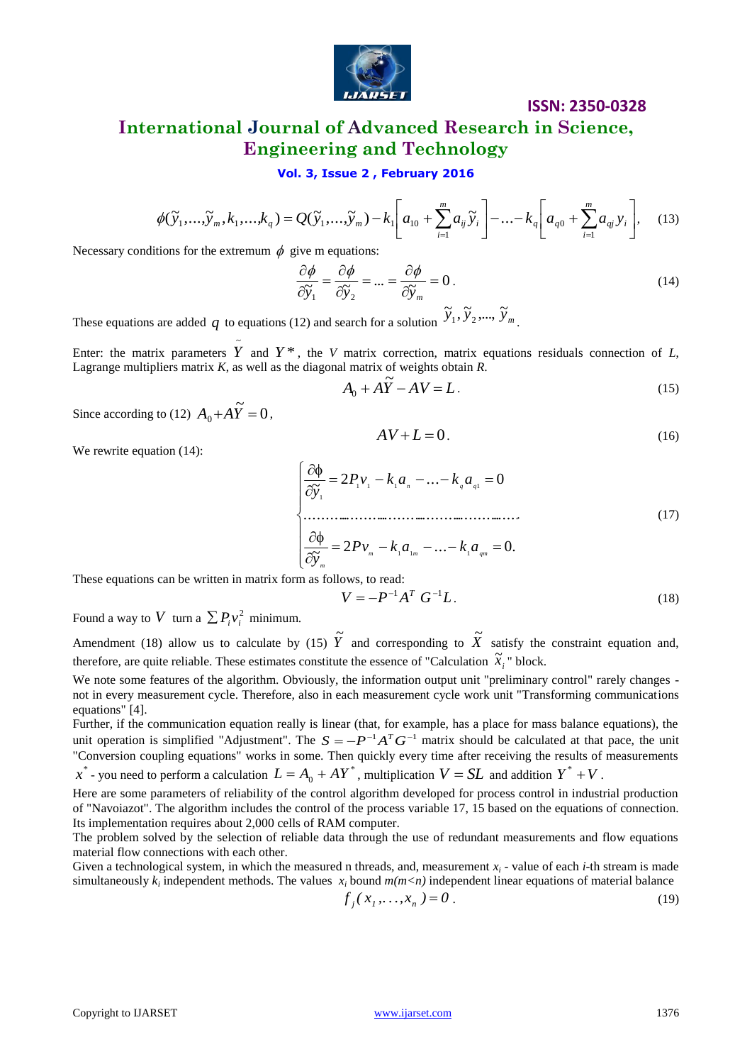$$\phi(\tilde{y}_1,...,\tilde{y}_m,k_1,...,k_q) = Q(\tilde{y}_1,...,\tilde{y}_m) - k_1\left[a_{10} + \sum_{i=1}^{m} a_{ij}\tilde{y}_i\right] - ... - k_q\left[a_{q0} + \sum_{i=1}^{m} a_{qj}y_i\right], \quad (13)$$

Necessary conditions for the extremum $\phi$ give m equations:

$$\frac{\partial\phi}{\partial\tilde{y}_1} = \frac{\partial\phi}{\partial\tilde{y}_2} = ... = \frac{\partial\phi}{\partial\tilde{y}_m} = 0. \quad (14)$$

These equations are added $q$ to equations (12) and search for a solution $\tilde{y}_1, \tilde{y}_2,..., \tilde{y}_m$.

Enter: the matrix parameters $\tilde{Y}$ and $Y^*$, the *V* matrix correction, matrix equations residuals connection of *L*, Lagrange multipliers matrix *K*, as well as the diagonal matrix of weights obtain *R*.

$$A_0 + A\tilde{Y} - AV = L. \quad (15)$$

Since according to (12) $A_0 + A\tilde{Y} = 0$,

$$AV + L = 0. \quad (16)$$

We rewrite equation (14):

$$\begin{cases} \dfrac{\partial\phi}{\partial\tilde{y}_1} = 2P_1v_1 - k_1a_n - ... - k_qa_{q1} = 0 \\ ........................................................ \\ \dfrac{\partial\phi}{\partial\tilde{y}_m} = 2Pv_m - k_1a_{1m} - ... - k_1a_{qm} = 0. \end{cases} \quad (17)$$

These equations can be written in matrix form as follows, to read:

$$V = -P^{-1}A^T G^{-1}L. \quad (18)$$

Found a way to $V$ turn a $\sum P_i v_i^2$ minimum.

Amendment (18) allow us to calculate by (15) $\tilde{Y}$ and corresponding to $\tilde{X}$ satisfy the constraint equation and, therefore, are quite reliable. These estimates constitute the essence of "Calculation $\tilde{x}_i$" block.

We note some features of the algorithm. Obviously, the information output unit "preliminary control" rarely changes - not in every measurement cycle. Therefore, also in each measurement cycle work unit "Transforming communications equations" [4].

Further, if the communication equation really is linear (that, for example, has a place for mass balance equations), the unit operation is simplified "Adjustment". The $S = -P^{-1}A^TG^{-1}$ matrix should be calculated at that pace, the unit "Conversion coupling equations" works in some. Then quickly every time after receiving the results of measurements $x^*$ - you need to perform a calculation $L = A_0 + AY^*$, multiplication $V = SL$ and addition $Y^* + V$.

Here are some parameters of reliability of the control algorithm developed for process control in industrial production of "Navoiazot". The algorithm includes the control of the process variable 17, 15 based on the equations of connection. Its implementation requires about 2,000 cells of RAM computer.

The problem solved by the selection of reliable data through the use of redundant measurements and flow equations material flow connections with each other.

Given a technological system, in which the measured n threads, and, measurement $x_i$ - value of each *i*-th stream is made simultaneously $k_i$ independent methods. The values $x_i$ bound $m(m<n)$ independent linear equations of material balance

$$f_j(x_1,...,x_n) = 0. \quad (19)$$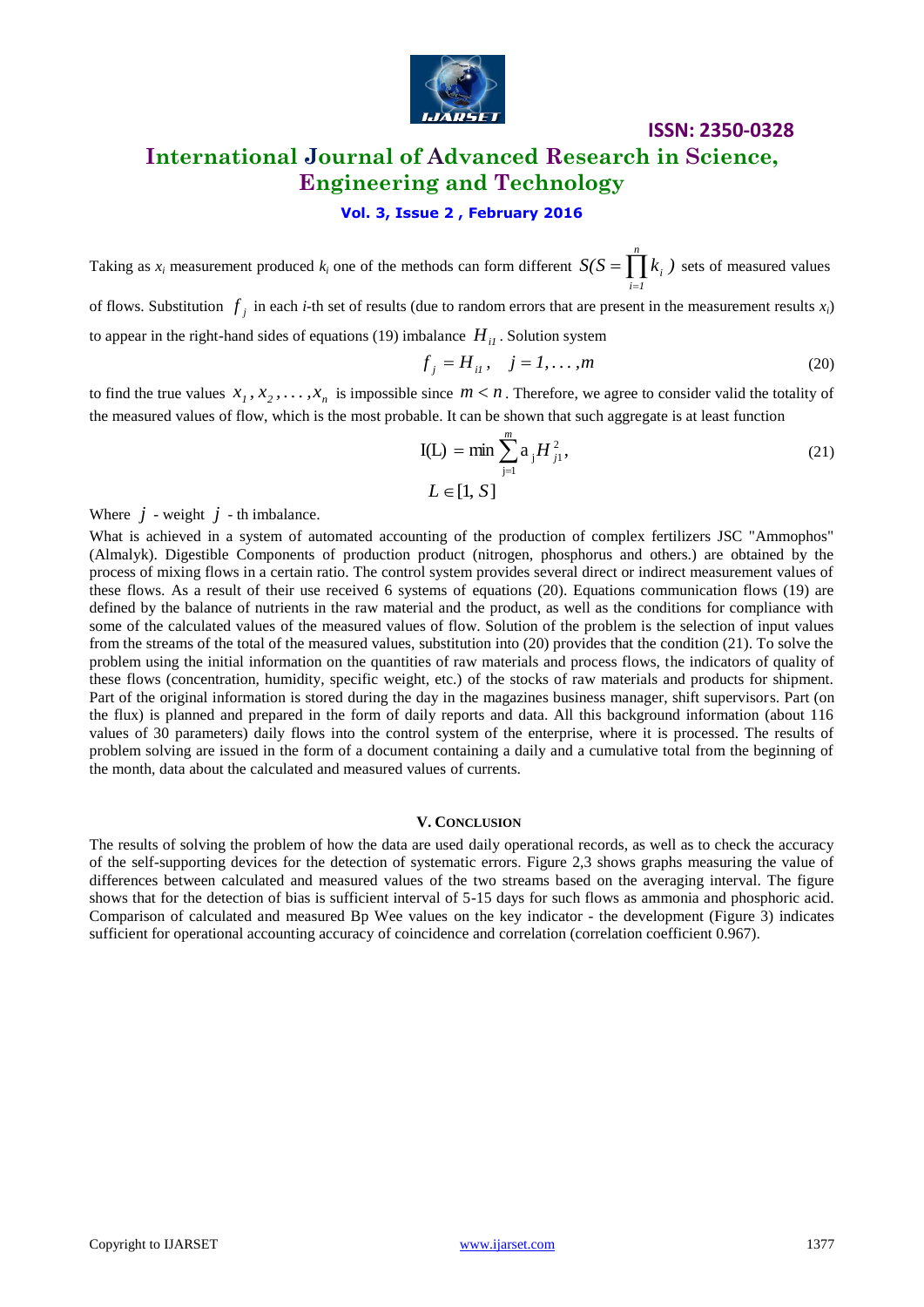Taking as $x_i$ measurement produced $k_i$ one of the methods can form different $S(S = \prod_{i=1}^{n} k_i\,)$ sets of measured values of flows. Substitution $f_j$ in each *i*-th set of results (due to random errors that are present in the measurement results $x_i$) to appear in the right-hand sides of equations (19) imbalance $H_{i1}$. Solution system

$$f_j = H_{i1}, \quad j = 1, \dots, m \tag{20}$$

to find the true values $x_1, x_2, \dots, x_n$ is impossible since $m < n$. Therefore, we agree to consider valid the totality of the measured values of flow, which is the most probable. It can be shown that such aggregate is at least function

$$\mathrm{I(L)} = \min \sum_{\mathrm{j=1}}^{m} \mathrm{a}_{\mathrm{j}} H_{j1}^{2}, \qquad L \in [1, S] \tag{21}$$

Where $j$ - weight $j$ - th imbalance.

What is achieved in a system of automated accounting of the production of complex fertilizers JSC "Ammophos" (Almalyk). Digestible Components of production product (nitrogen, phosphorus and others.) are obtained by the process of mixing flows in a certain ratio. The control system provides several direct or indirect measurement values of these flows. As a result of their use received 6 systems of equations (20). Equations communication flows (19) are defined by the balance of nutrients in the raw material and the product, as well as the conditions for compliance with some of the calculated values of the measured values of flow. Solution of the problem is the selection of input values from the streams of the total of the measured values, substitution into (20) provides that the condition (21). To solve the problem using the initial information on the quantities of raw materials and process flows, the indicators of quality of these flows (concentration, humidity, specific weight, etc.) of the stocks of raw materials and products for shipment. Part of the original information is stored during the day in the magazines business manager, shift supervisors. Part (on the flux) is planned and prepared in the form of daily reports and data. All this background information (about 116 values of 30 parameters) daily flows into the control system of the enterprise, where it is processed. The results of problem solving are issued in the form of a document containing a daily and a cumulative total from the beginning of the month, data about the calculated and measured values of currents.

## V. CONCLUSION

The results of solving the problem of how the data are used daily operational records, as well as to check the accuracy of the self-supporting devices for the detection of systematic errors. Figure 2,3 shows graphs measuring the value of differences between calculated and measured values of the two streams based on the averaging interval. The figure shows that for the detection of bias is sufficient interval of 5-15 days for such flows as ammonia and phosphoric acid. Comparison of calculated and measured Bp Wee values on the key indicator - the development (Figure 3) indicates sufficient for operational accounting accuracy of coincidence and correlation (correlation coefficient 0.967).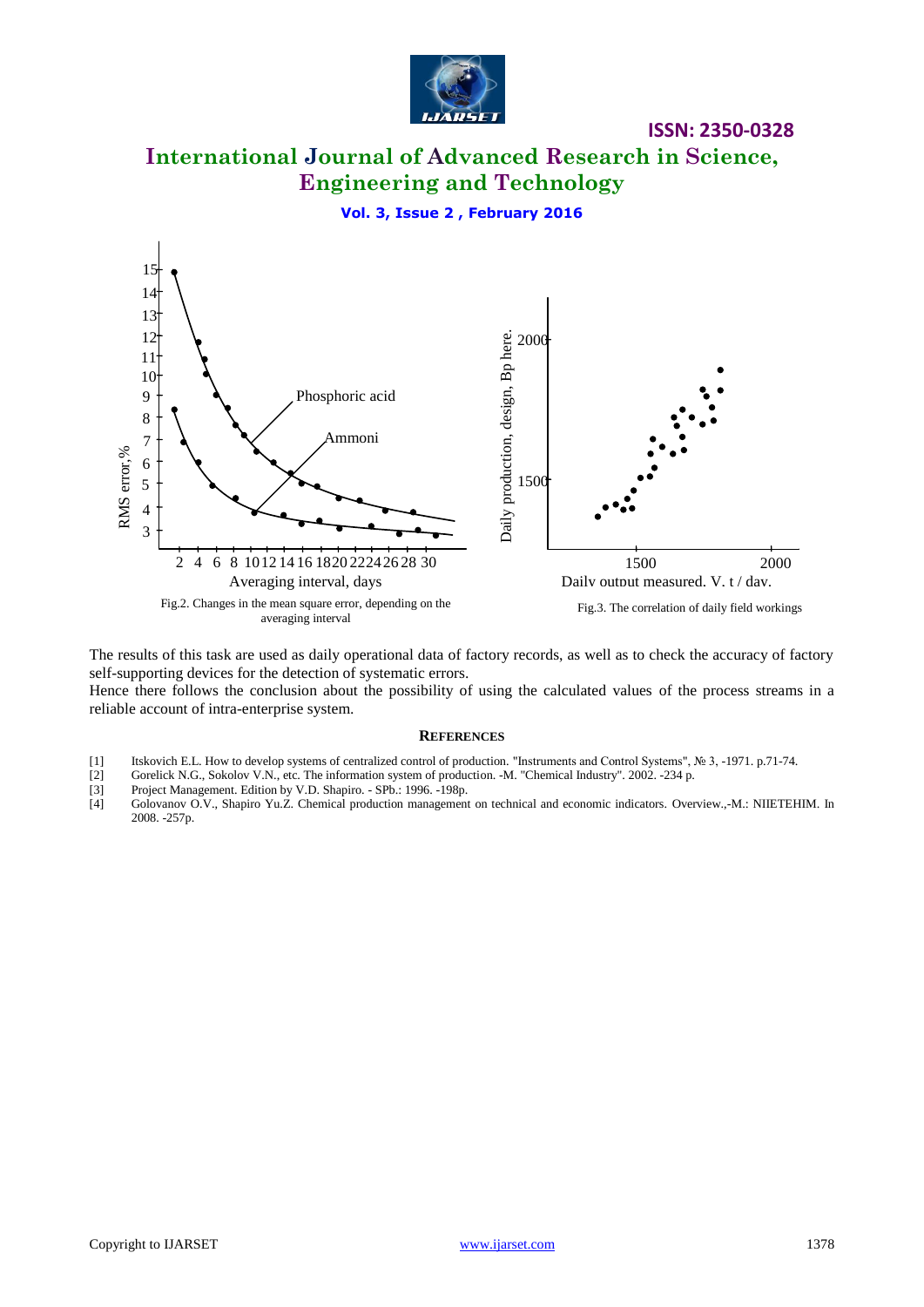15
14
13
12
11
10
9
8
7
6
5
4
3

RMS error,%

Phosphoric acid

Ammoni

2 4 6 8 10 12 14 16 18 20 22 24 26 28 30

Averaging interval, days

Fig.2. Changes in the mean square error, depending on the averaging interval

Daily production, design, Bp here.

2000

1500

1500 2000

Daily output measured. V. t / day.

Fig.3. The correlation of daily field workings

The results of this task are used as daily operational data of factory records, as well as to check the accuracy of factory self-supporting devices for the detection of systematic errors.

Hence there follows the conclusion about the possibility of using the calculated values of the process streams in a reliable account of intra-enterprise system.

## REFERENCES

[1] Itskovich E.L. How to develop systems of centralized control of production. "Instruments and Control Systems", № 3, -1971. p.71-74.

[2] Gorelick N.G., Sokolov V.N., etc. The information system of production. -M. "Chemical Industry". 2002. -234 p.

[3] Project Management. Edition by V.D. Shapiro. - SPb.: 1996. -198p.

[4] Golovanov O.V., Shapiro Yu.Z. Chemical production management on technical and economic indicators. Overview.,-M.: NIIETEHIM. In 2008. -257p.